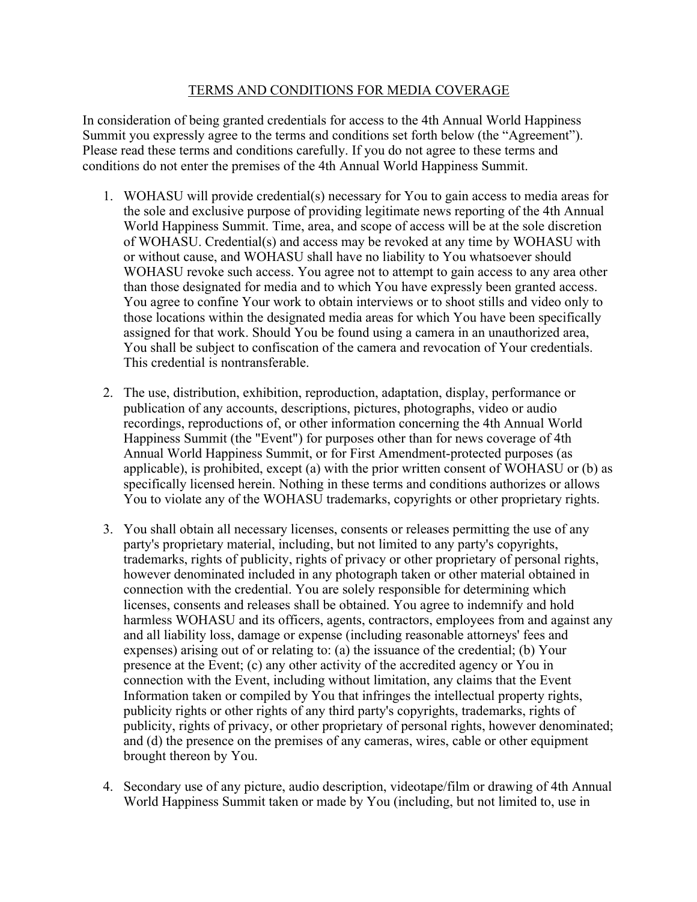# TERMS AND CONDITIONS FOR MEDIA COVERAGE

In consideration of being granted credentials for access to the 4th Annual World Happiness Summit you expressly agree to the terms and conditions set forth below (the "Agreement"). Please read these terms and conditions carefully. If you do not agree to these terms and conditions do not enter the premises of the 4th Annual World Happiness Summit.

1. WOHASU will provide credential(s) necessary for You to gain access to media areas for the sole and exclusive purpose of providing legitimate news reporting of the 4th Annual World Happiness Summit. Time, area, and scope of access will be at the sole discretion of WOHASU. Credential(s) and access may be revoked at any time by WOHASU with or without cause, and WOHASU shall have no liability to You whatsoever should WOHASU revoke such access. You agree not to attempt to gain access to any area other than those designated for media and to which You have expressly been granted access. You agree to confine Your work to obtain interviews or to shoot stills and video only to those locations within the designated media areas for which You have been specifically assigned for that work. Should You be found using a camera in an unauthorized area, You shall be subject to confiscation of the camera and revocation of Your credentials. This credential is nontransferable.

2. The use, distribution, exhibition, reproduction, adaptation, display, performance or publication of any accounts, descriptions, pictures, photographs, video or audio recordings, reproductions of, or other information concerning the 4th Annual World Happiness Summit (the "Event") for purposes other than for news coverage of 4th Annual World Happiness Summit, or for First Amendment-protected purposes (as applicable), is prohibited, except (a) with the prior written consent of WOHASU or (b) as specifically licensed herein. Nothing in these terms and conditions authorizes or allows You to violate any of the WOHASU trademarks, copyrights or other proprietary rights.

3. You shall obtain all necessary licenses, consents or releases permitting the use of any party's proprietary material, including, but not limited to any party's copyrights, trademarks, rights of publicity, rights of privacy or other proprietary of personal rights, however denominated included in any photograph taken or other material obtained in connection with the credential. You are solely responsible for determining which licenses, consents and releases shall be obtained. You agree to indemnify and hold harmless WOHASU and its officers, agents, contractors, employees from and against any and all liability loss, damage or expense (including reasonable attorneys' fees and expenses) arising out of or relating to: (a) the issuance of the credential; (b) Your presence at the Event; (c) any other activity of the accredited agency or You in connection with the Event, including without limitation, any claims that the Event Information taken or compiled by You that infringes the intellectual property rights, publicity rights or other rights of any third party's copyrights, trademarks, rights of publicity, rights of privacy, or other proprietary of personal rights, however denominated; and (d) the presence on the premises of any cameras, wires, cable or other equipment brought thereon by You.

4. Secondary use of any picture, audio description, videotape/film or drawing of 4th Annual World Happiness Summit taken or made by You (including, but not limited to, use in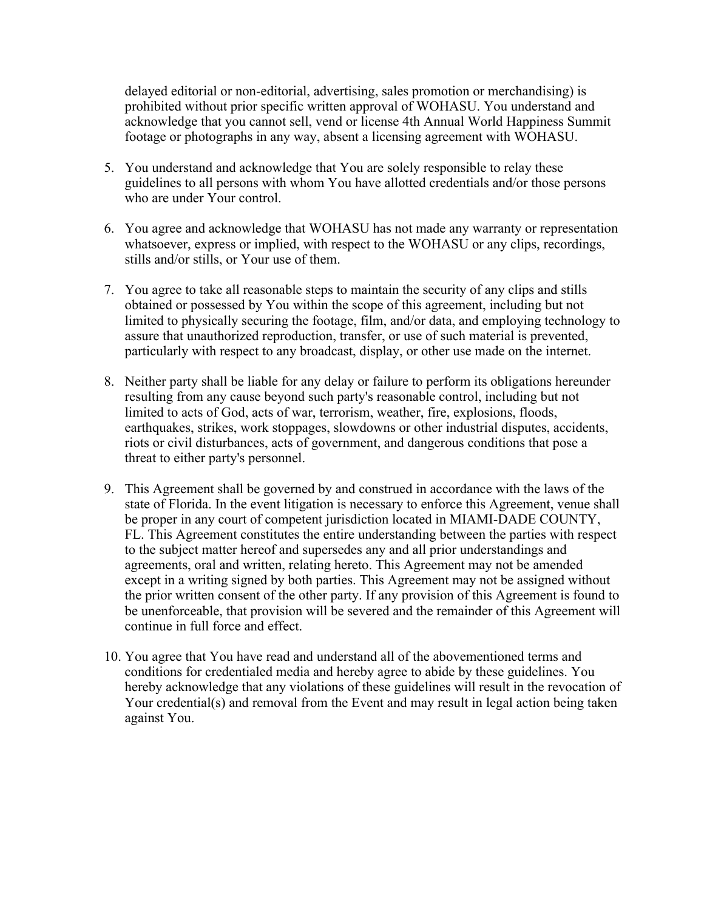delayed editorial or non-editorial, advertising, sales promotion or merchandising) is prohibited without prior specific written approval of WOHASU. You understand and acknowledge that you cannot sell, vend or license 4th Annual World Happiness Summit footage or photographs in any way, absent a licensing agreement with WOHASU.

5. You understand and acknowledge that You are solely responsible to relay these guidelines to all persons with whom You have allotted credentials and/or those persons who are under Your control.

6. You agree and acknowledge that WOHASU has not made any warranty or representation whatsoever, express or implied, with respect to the WOHASU or any clips, recordings, stills and/or stills, or Your use of them.

7. You agree to take all reasonable steps to maintain the security of any clips and stills obtained or possessed by You within the scope of this agreement, including but not limited to physically securing the footage, film, and/or data, and employing technology to assure that unauthorized reproduction, transfer, or use of such material is prevented, particularly with respect to any broadcast, display, or other use made on the internet.

8. Neither party shall be liable for any delay or failure to perform its obligations hereunder resulting from any cause beyond such party's reasonable control, including but not limited to acts of God, acts of war, terrorism, weather, fire, explosions, floods, earthquakes, strikes, work stoppages, slowdowns or other industrial disputes, accidents, riots or civil disturbances, acts of government, and dangerous conditions that pose a threat to either party's personnel.

9. This Agreement shall be governed by and construed in accordance with the laws of the state of Florida. In the event litigation is necessary to enforce this Agreement, venue shall be proper in any court of competent jurisdiction located in MIAMI-DADE COUNTY, FL. This Agreement constitutes the entire understanding between the parties with respect to the subject matter hereof and supersedes any and all prior understandings and agreements, oral and written, relating hereto. This Agreement may not be amended except in a writing signed by both parties. This Agreement may not be assigned without the prior written consent of the other party. If any provision of this Agreement is found to be unenforceable, that provision will be severed and the remainder of this Agreement will continue in full force and effect.

10. You agree that You have read and understand all of the abovementioned terms and conditions for credentialed media and hereby agree to abide by these guidelines. You hereby acknowledge that any violations of these guidelines will result in the revocation of Your credential(s) and removal from the Event and may result in legal action being taken against You.